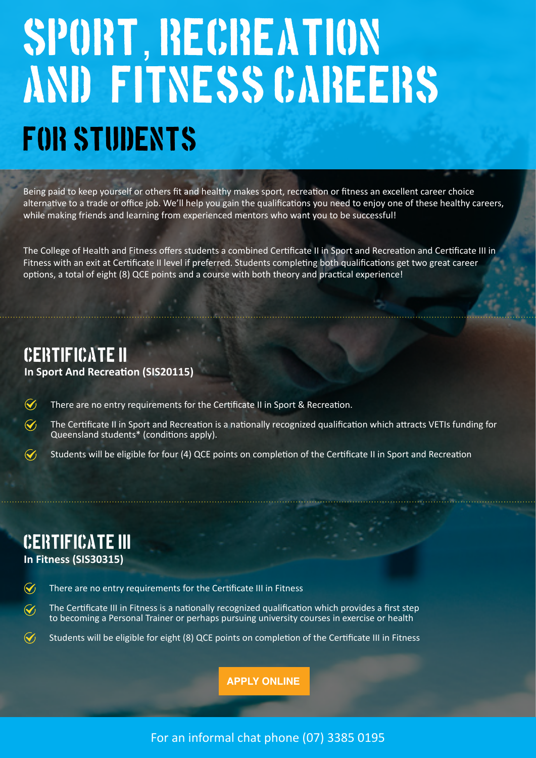# SPORT, RECREATION AND FITNESS CAREERS

## FOR STUDENTS

Being paid to keep yourself or others fit and healthy makes sport, recreation or fitness an excellent career choice alternative to a trade or office job. We'll help you gain the qualifications you need to enjoy one of these healthy careers, while making friends and learning from experienced mentors who want you to be successful!

The College of Health and Fitness offers students a combined Certificate II in Sport and Recreation and Certificate III in Fitness with an exit at Certificate II level if preferred. Students completing both qualifications get two great career options, a total of eight (8) QCE points and a course with both theory and practical experience!

## CERTIFICATE II

**In Sport And Recreation (SIS20115)**

- There are no entry requirements for the Certificate II in Sport & Recreation.
- The Certificate II in Sport and Recreation is a nationally recognized qualification which attracts VETIs funding for Queensland students* (conditions apply).
- Students will be eligible for four (4) QCE points on completion of the Certificate II in Sport and Recreation

## CERTIFICATE III

**In Fitness (SIS30315)**

- There are no entry requirements for the Certificate III in Fitness
- The Certificate III in Fitness is a nationally recognized qualification which provides a first step to becoming a Personal Trainer or perhaps pursuing university courses in exercise or health
- Students will be eligible for eight (8) QCE points on completion of the Certificate III in Fitness

**APPLY ONLINE**

For an informal chat phone (07) 3385 0195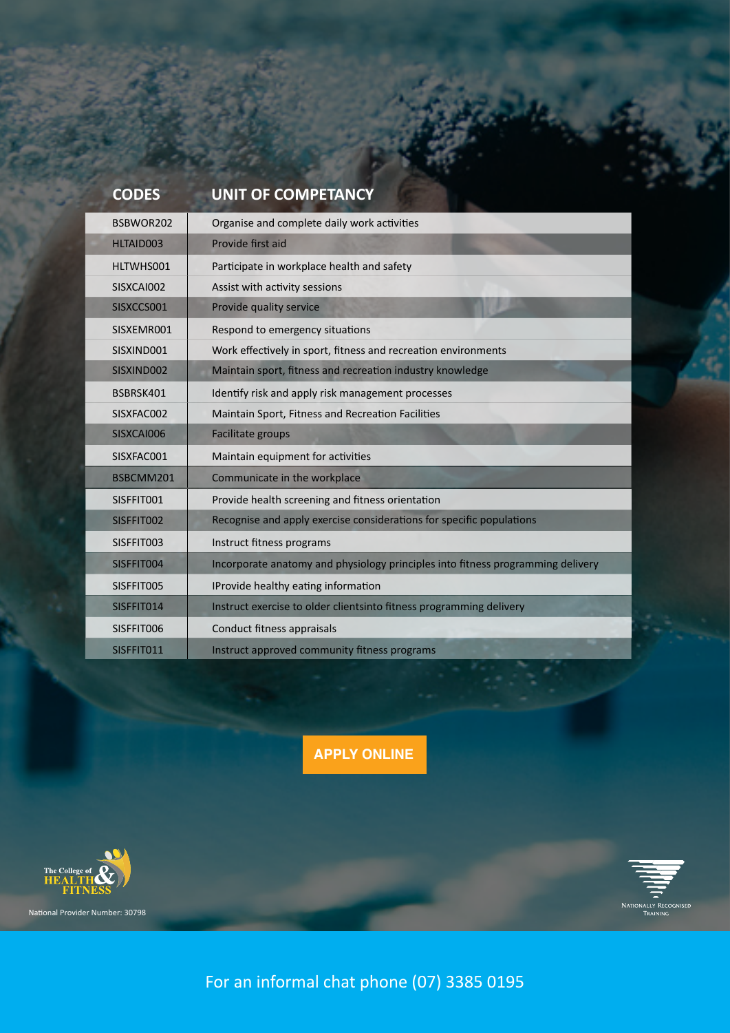| CODES | UNIT OF COMPETANCY |
|---|---|
| BSBWOR202 | Organise and complete daily work activities |
| HLTAID003 | Provide first aid |
| HLTWHS001 | Participate in workplace health and safety |
| SISXCAI002 | Assist with activity sessions |
| SISXCCS001 | Provide quality service |
| SISXEMR001 | Respond to emergency situations |
| SISXIND001 | Work effectively in sport, fitness and recreation environments |
| SISXIND002 | Maintain sport, fitness and recreation industry knowledge |
| BSBRSK401 | Identify risk and apply risk management processes |
| SISXFAC002 | Maintain Sport, Fitness and Recreation Facilities |
| SISXCAI006 | Facilitate groups |
| SISXFAC001 | Maintain equipment for activities |
| BSBCMM201 | Communicate in the workplace |
| SISFFIT001 | Provide health screening and fitness orientation |
| SISFFIT002 | Recognise and apply exercise considerations for specific populations |
| SISFFIT003 | Instruct fitness programs |
| SISFFIT004 | Incorporate anatomy and physiology principles into fitness programming delivery |
| SISFFIT005 | IProvide healthy eating information |
| SISFFIT014 | Instruct exercise to older clientsinto fitness programming delivery |
| SISFFIT006 | Conduct fitness appraisals |
| SISFFIT011 | Instruct approved community fitness programs |

APPLY ONLINE

The College of HEALTH & FITNESS

National Provider Number: 30798

Nationally Recognised Training

For an informal chat phone (07) 3385 0195